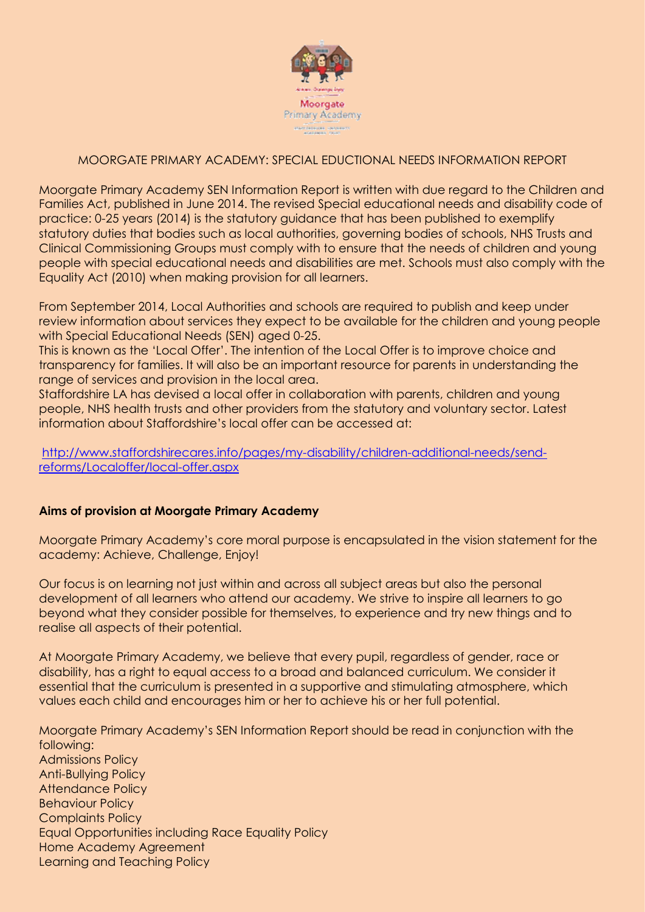MOORGATE PRIMARY ACADEMY: SPECIAL EDUCTIONAL NEEDS INFORMATION REPORT

Moorgate Primary Academy SEN Information Report is written with due regard to the Children and Families Act, published in June 2014. The revised Special educational needs and disability code of practice: 0-25 years (2014) is the statutory guidance that has been published to exemplify statutory duties that bodies such as local authorities, governing bodies of schools, NHS Trusts and Clinical Commissioning Groups must comply with to ensure that the needs of children and young people with special educational needs and disabilities are met. Schools must also comply with the Equality Act (2010) when making provision for all learners.

From September 2014, Local Authorities and schools are required to publish and keep under review information about services they expect to be available for the children and young people with Special Educational Needs (SEN) aged 0-25.
This is known as the 'Local Offer'. The intention of the Local Offer is to improve choice and transparency for families. It will also be an important resource for parents in understanding the range of services and provision in the local area.
Staffordshire LA has devised a local offer in collaboration with parents, children and young people, NHS health trusts and other providers from the statutory and voluntary sector. Latest information about Staffordshire's local offer can be accessed at:

http://www.staffordshirecares.info/pages/my-disability/children-additional-needs/send-reforms/Localoffer/local-offer.aspx

**Aims of provision at Moorgate Primary Academy**

Moorgate Primary Academy's core moral purpose is encapsulated in the vision statement for the academy: Achieve, Challenge, Enjoy!

Our focus is on learning not just within and across all subject areas but also the personal development of all learners who attend our academy. We strive to inspire all learners to go beyond what they consider possible for themselves, to experience and try new things and to realise all aspects of their potential.

At Moorgate Primary Academy, we believe that every pupil, regardless of gender, race or disability, has a right to equal access to a broad and balanced curriculum. We consider it essential that the curriculum is presented in a supportive and stimulating atmosphere, which values each child and encourages him or her to achieve his or her full potential.

Moorgate Primary Academy's SEN Information Report should be read in conjunction with the following:
Admissions Policy
Anti-Bullying Policy
Attendance Policy
Behaviour Policy
Complaints Policy
Equal Opportunities including Race Equality Policy
Home Academy Agreement
Learning and Teaching Policy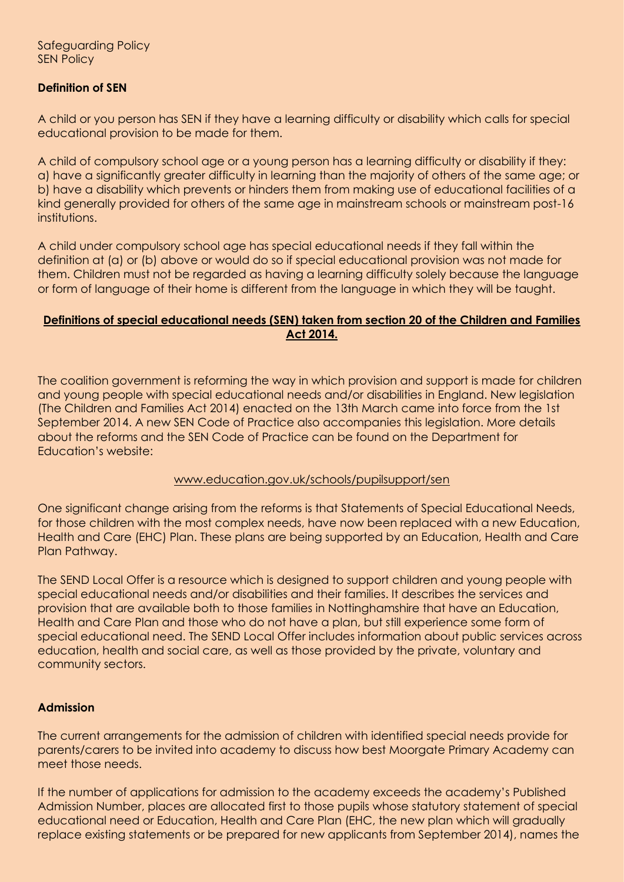Safeguarding Policy
SEN Policy

**Definition of SEN**

A child or you person has SEN if they have a learning difficulty or disability which calls for special educational provision to be made for them.

A child of compulsory school age or a young person has a learning difficulty or disability if they:
a) have a significantly greater difficulty in learning than the majority of others of the same age; or
b) have a disability which prevents or hinders them from making use of educational facilities of a kind generally provided for others of the same age in mainstream schools or mainstream post-16 institutions.

A child under compulsory school age has special educational needs if they fall within the definition at (a) or (b) above or would do so if special educational provision was not made for them. Children must not be regarded as having a learning difficulty solely because the language or form of language of their home is different from the language in which they will be taught.

**Definitions of special educational needs (SEN) taken from section 20 of the Children and Families Act 2014.**

The coalition government is reforming the way in which provision and support is made for children and young people with special educational needs and/or disabilities in England. New legislation (The Children and Families Act 2014) enacted on the 13th March came into force from the 1st September 2014. A new SEN Code of Practice also accompanies this legislation. More details about the reforms and the SEN Code of Practice can be found on the Department for Education's website:

www.education.gov.uk/schools/pupilsupport/sen

One significant change arising from the reforms is that Statements of Special Educational Needs, for those children with the most complex needs, have now been replaced with a new Education, Health and Care (EHC) Plan. These plans are being supported by an Education, Health and Care Plan Pathway.

The SEND Local Offer is a resource which is designed to support children and young people with special educational needs and/or disabilities and their families. It describes the services and provision that are available both to those families in Nottinghamshire that have an Education, Health and Care Plan and those who do not have a plan, but still experience some form of special educational need. The SEND Local Offer includes information about public services across education, health and social care, as well as those provided by the private, voluntary and community sectors.

**Admission**

The current arrangements for the admission of children with identified special needs provide for parents/carers to be invited into academy to discuss how best Moorgate Primary Academy can meet those needs.

If the number of applications for admission to the academy exceeds the academy's Published Admission Number, places are allocated first to those pupils whose statutory statement of special educational need or Education, Health and Care Plan (EHC, the new plan which will gradually replace existing statements or be prepared for new applicants from September 2014), names the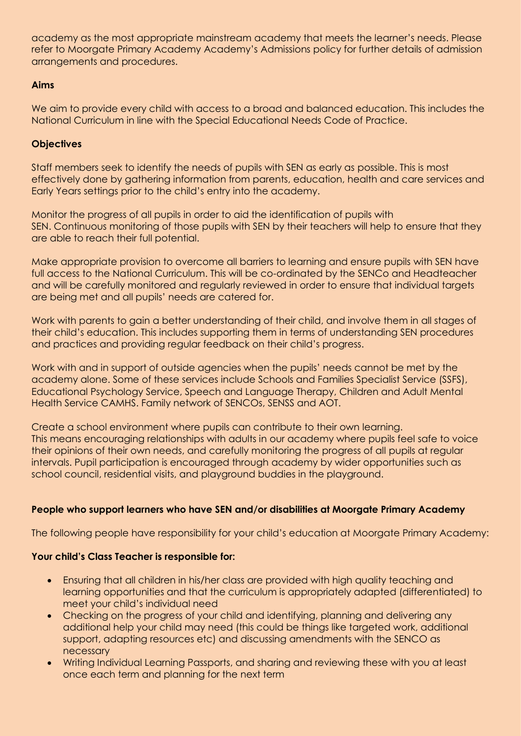academy as the most appropriate mainstream academy that meets the learner's needs. Please refer to Moorgate Primary Academy Academy's Admissions policy for further details of admission arrangements and procedures.

**Aims**

We aim to provide every child with access to a broad and balanced education. This includes the National Curriculum in line with the Special Educational Needs Code of Practice.

**Objectives**

Staff members seek to identify the needs of pupils with SEN as early as possible. This is most effectively done by gathering information from parents, education, health and care services and Early Years settings prior to the child's entry into the academy.

Monitor the progress of all pupils in order to aid the identification of pupils with SEN. Continuous monitoring of those pupils with SEN by their teachers will help to ensure that they are able to reach their full potential.

Make appropriate provision to overcome all barriers to learning and ensure pupils with SEN have full access to the National Curriculum. This will be co-ordinated by the SENCo and Headteacher and will be carefully monitored and regularly reviewed in order to ensure that individual targets are being met and all pupils' needs are catered for.

Work with parents to gain a better understanding of their child, and involve them in all stages of their child's education. This includes supporting them in terms of understanding SEN procedures and practices and providing regular feedback on their child's progress.

Work with and in support of outside agencies when the pupils' needs cannot be met by the academy alone. Some of these services include Schools and Families Specialist Service (SSFS), Educational Psychology Service, Speech and Language Therapy, Children and Adult Mental Health Service CAMHS. Family network of SENCOs, SENSS and AOT.

Create a school environment where pupils can contribute to their own learning. This means encouraging relationships with adults in our academy where pupils feel safe to voice their opinions of their own needs, and carefully monitoring the progress of all pupils at regular intervals. Pupil participation is encouraged through academy by wider opportunities such as school council, residential visits, and playground buddies in the playground.

**People who support learners who have SEN and/or disabilities at Moorgate Primary Academy**

The following people have responsibility for your child's education at Moorgate Primary Academy:

**Your child's Class Teacher is responsible for:**

- Ensuring that all children in his/her class are provided with high quality teaching and learning opportunities and that the curriculum is appropriately adapted (differentiated) to meet your child's individual need
- Checking on the progress of your child and identifying, planning and delivering any additional help your child may need (this could be things like targeted work, additional support, adapting resources etc) and discussing amendments with the SENCO as necessary
- Writing Individual Learning Passports, and sharing and reviewing these with you at least once each term and planning for the next term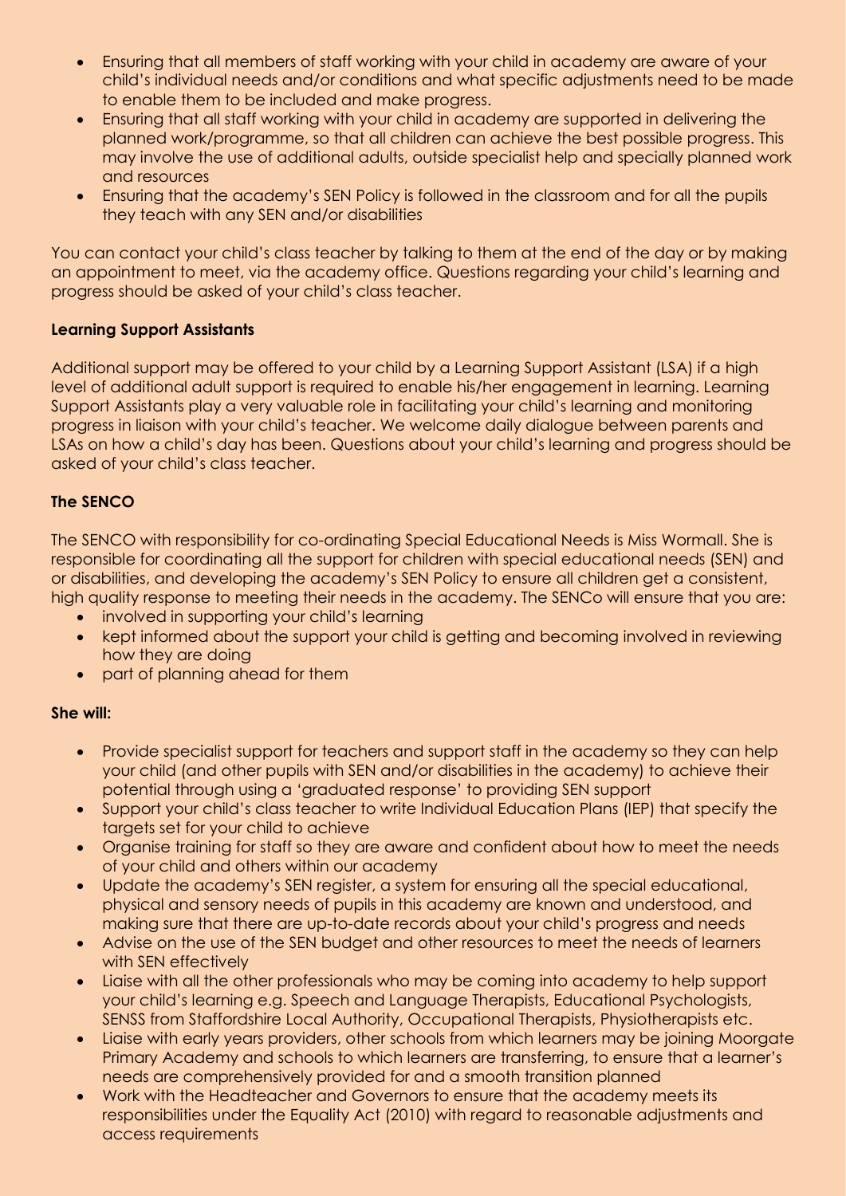- Ensuring that all members of staff working with your child in academy are aware of your child's individual needs and/or conditions and what specific adjustments need to be made to enable them to be included and make progress.
- Ensuring that all staff working with your child in academy are supported in delivering the planned work/programme, so that all children can achieve the best possible progress. This may involve the use of additional adults, outside specialist help and specially planned work and resources
- Ensuring that the academy's SEN Policy is followed in the classroom and for all the pupils they teach with any SEN and/or disabilities

You can contact your child's class teacher by talking to them at the end of the day or by making an appointment to meet, via the academy office. Questions regarding your child's learning and progress should be asked of your child's class teacher.

**Learning Support Assistants**

Additional support may be offered to your child by a Learning Support Assistant (LSA) if a high level of additional adult support is required to enable his/her engagement in learning. Learning Support Assistants play a very valuable role in facilitating your child's learning and monitoring progress in liaison with your child's teacher. We welcome daily dialogue between parents and LSAs on how a child's day has been. Questions about your child's learning and progress should be asked of your child's class teacher.

**The SENCO**

The SENCO with responsibility for co-ordinating Special Educational Needs is Miss Wormall. She is responsible for coordinating all the support for children with special educational needs (SEN) and or disabilities, and developing the academy's SEN Policy to ensure all children get a consistent, high quality response to meeting their needs in the academy. The SENCo will ensure that you are:

- involved in supporting your child's learning
- kept informed about the support your child is getting and becoming involved in reviewing how they are doing
- part of planning ahead for them

**She will:**

- Provide specialist support for teachers and support staff in the academy so they can help your child (and other pupils with SEN and/or disabilities in the academy) to achieve their potential through using a 'graduated response' to providing SEN support
- Support your child's class teacher to write Individual Education Plans (IEP) that specify the targets set for your child to achieve
- Organise training for staff so they are aware and confident about how to meet the needs of your child and others within our academy
- Update the academy's SEN register, a system for ensuring all the special educational, physical and sensory needs of pupils in this academy are known and understood, and making sure that there are up-to-date records about your child's progress and needs
- Advise on the use of the SEN budget and other resources to meet the needs of learners with SEN effectively
- Liaise with all the other professionals who may be coming into academy to help support your child's learning e.g. Speech and Language Therapists, Educational Psychologists, SENSS from Staffordshire Local Authority, Occupational Therapists, Physiotherapists etc.
- Liaise with early years providers, other schools from which learners may be joining Moorgate Primary Academy and schools to which learners are transferring, to ensure that a learner's needs are comprehensively provided for and a smooth transition planned
- Work with the Headteacher and Governors to ensure that the academy meets its responsibilities under the Equality Act (2010) with regard to reasonable adjustments and access requirements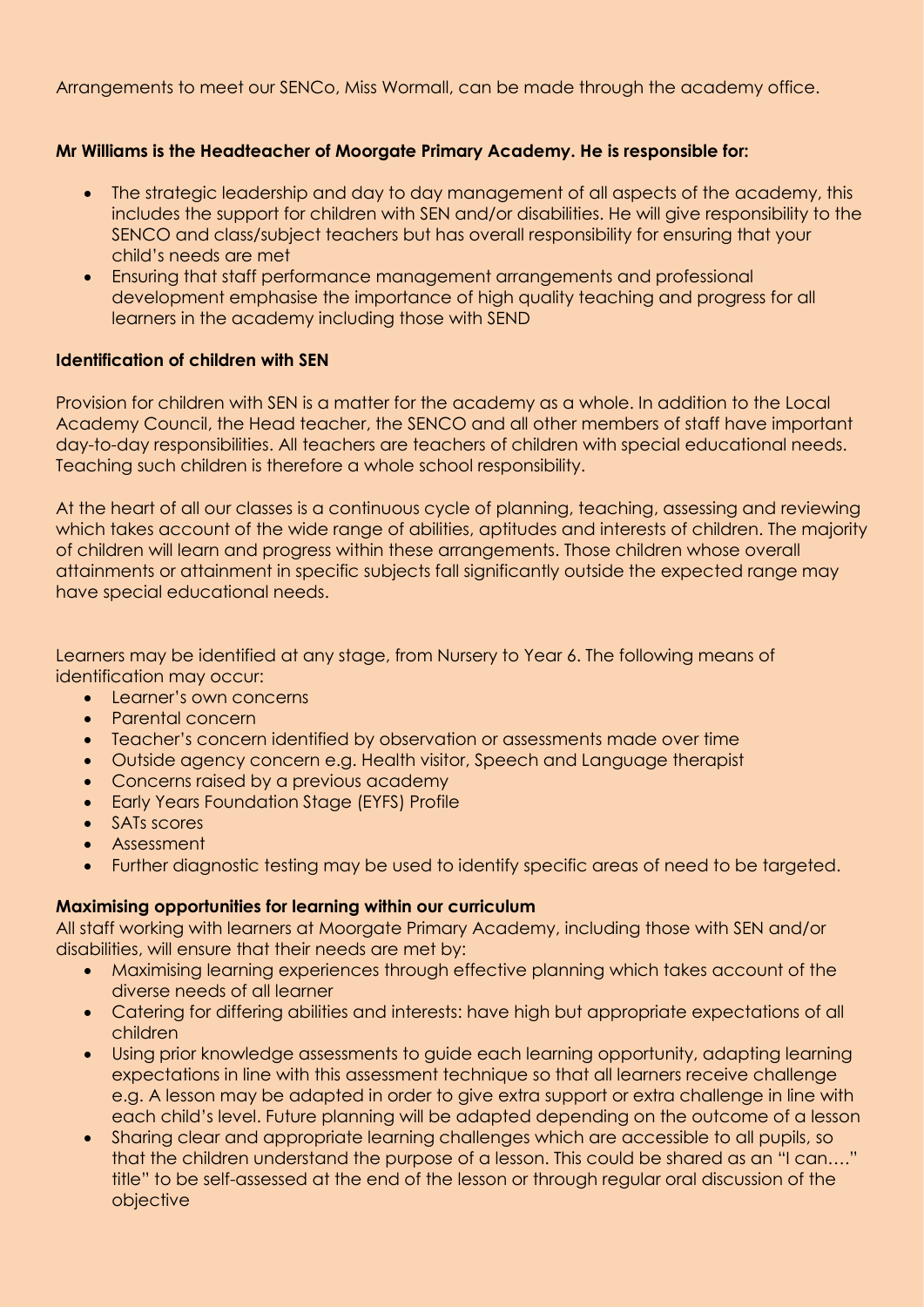Arrangements to meet our SENCo, Miss Wormall, can be made through the academy office.

**Mr Williams is the Headteacher of Moorgate Primary Academy. He is responsible for:**

- The strategic leadership and day to day management of all aspects of the academy, this includes the support for children with SEN and/or disabilities. He will give responsibility to the SENCO and class/subject teachers but has overall responsibility for ensuring that your child's needs are met
- Ensuring that staff performance management arrangements and professional development emphasise the importance of high quality teaching and progress for all learners in the academy including those with SEND

**Identification of children with SEN**

Provision for children with SEN is a matter for the academy as a whole. In addition to the Local Academy Council, the Head teacher, the SENCO and all other members of staff have important day-to-day responsibilities. All teachers are teachers of children with special educational needs. Teaching such children is therefore a whole school responsibility.

At the heart of all our classes is a continuous cycle of planning, teaching, assessing and reviewing which takes account of the wide range of abilities, aptitudes and interests of children. The majority of children will learn and progress within these arrangements. Those children whose overall attainments or attainment in specific subjects fall significantly outside the expected range may have special educational needs.

Learners may be identified at any stage, from Nursery to Year 6. The following means of identification may occur:

- Learner's own concerns
- Parental concern
- Teacher's concern identified by observation or assessments made over time
- Outside agency concern e.g. Health visitor, Speech and Language therapist
- Concerns raised by a previous academy
- Early Years Foundation Stage (EYFS) Profile
- SATs scores
- Assessment
- Further diagnostic testing may be used to identify specific areas of need to be targeted.

**Maximising opportunities for learning within our curriculum**

All staff working with learners at Moorgate Primary Academy, including those with SEN and/or disabilities, will ensure that their needs are met by:

- Maximising learning experiences through effective planning which takes account of the diverse needs of all learner
- Catering for differing abilities and interests: have high but appropriate expectations of all children
- Using prior knowledge assessments to guide each learning opportunity, adapting learning expectations in line with this assessment technique so that all learners receive challenge e.g. A lesson may be adapted in order to give extra support or extra challenge in line with each child's level. Future planning will be adapted depending on the outcome of a lesson
- Sharing clear and appropriate learning challenges which are accessible to all pupils, so that the children understand the purpose of a lesson. This could be shared as an "I can…." title" to be self-assessed at the end of the lesson or through regular oral discussion of the objective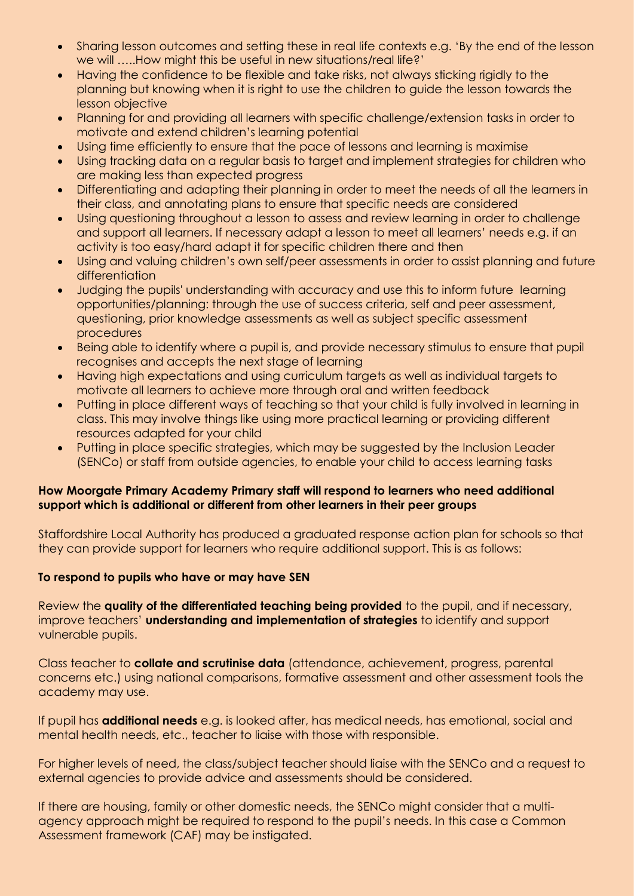- Sharing lesson outcomes and setting these in real life contexts e.g. 'By the end of the lesson we will …..How might this be useful in new situations/real life?'
- Having the confidence to be flexible and take risks, not always sticking rigidly to the planning but knowing when it is right to use the children to guide the lesson towards the lesson objective
- Planning for and providing all learners with specific challenge/extension tasks in order to motivate and extend children's learning potential
- Using time efficiently to ensure that the pace of lessons and learning is maximise
- Using tracking data on a regular basis to target and implement strategies for children who are making less than expected progress
- Differentiating and adapting their planning in order to meet the needs of all the learners in their class, and annotating plans to ensure that specific needs are considered
- Using questioning throughout a lesson to assess and review learning in order to challenge and support all learners. If necessary adapt a lesson to meet all learners' needs e.g. if an activity is too easy/hard adapt it for specific children there and then
- Using and valuing children's own self/peer assessments in order to assist planning and future differentiation
- Judging the pupils' understanding with accuracy and use this to inform future learning opportunities/planning: through the use of success criteria, self and peer assessment, questioning, prior knowledge assessments as well as subject specific assessment procedures
- Being able to identify where a pupil is, and provide necessary stimulus to ensure that pupil recognises and accepts the next stage of learning
- Having high expectations and using curriculum targets as well as individual targets to motivate all learners to achieve more through oral and written feedback
- Putting in place different ways of teaching so that your child is fully involved in learning in class. This may involve things like using more practical learning or providing different resources adapted for your child
- Putting in place specific strategies, which may be suggested by the Inclusion Leader (SENCo) or staff from outside agencies, to enable your child to access learning tasks

**How Moorgate Primary Academy Primary staff will respond to learners who need additional support which is additional or different from other learners in their peer groups**

Staffordshire Local Authority has produced a graduated response action plan for schools so that they can provide support for learners who require additional support. This is as follows:

**To respond to pupils who have or may have SEN**

Review the **quality of the differentiated teaching being provided** to the pupil, and if necessary, improve teachers' **understanding and implementation of strategies** to identify and support vulnerable pupils.

Class teacher to **collate and scrutinise data** (attendance, achievement, progress, parental concerns etc.) using national comparisons, formative assessment and other assessment tools the academy may use.

If pupil has **additional needs** e.g. is looked after, has medical needs, has emotional, social and mental health needs, etc., teacher to liaise with those with responsible.

For higher levels of need, the class/subject teacher should liaise with the SENCo and a request to external agencies to provide advice and assessments should be considered.

If there are housing, family or other domestic needs, the SENCo might consider that a multi-agency approach might be required to respond to the pupil's needs. In this case a Common Assessment framework (CAF) may be instigated.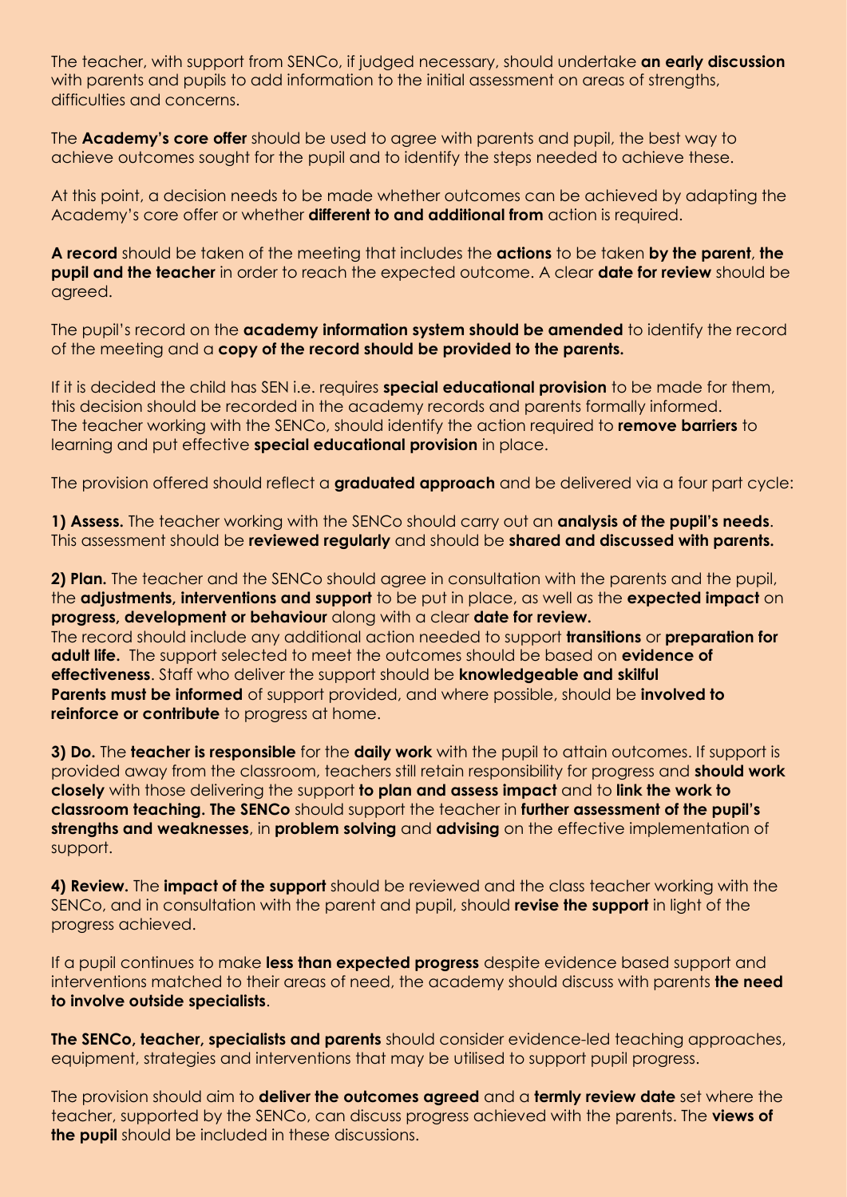The teacher, with support from SENCo, if judged necessary, should undertake **an early discussion** with parents and pupils to add information to the initial assessment on areas of strengths, difficulties and concerns.

The **Academy's core offer** should be used to agree with parents and pupil, the best way to achieve outcomes sought for the pupil and to identify the steps needed to achieve these.

At this point, a decision needs to be made whether outcomes can be achieved by adapting the Academy's core offer or whether **different to and additional from** action is required.

**A record** should be taken of the meeting that includes the **actions** to be taken **by the parent**, **the pupil and the teacher** in order to reach the expected outcome. A clear **date for review** should be agreed.

The pupil's record on the **academy information system should be amended** to identify the record of the meeting and a **copy of the record should be provided to the parents.**

If it is decided the child has SEN i.e. requires **special educational provision** to be made for them, this decision should be recorded in the academy records and parents formally informed.
The teacher working with the SENCo, should identify the action required to **remove barriers** to learning and put effective **special educational provision** in place.

The provision offered should reflect a **graduated approach** and be delivered via a four part cycle:

**1) Assess.** The teacher working with the SENCo should carry out an **analysis of the pupil's needs**. This assessment should be **reviewed regularly** and should be **shared and discussed with parents.**

**2) Plan.** The teacher and the SENCo should agree in consultation with the parents and the pupil, the **adjustments, interventions and support** to be put in place, as well as the **expected impact** on **progress, development or behaviour** along with a clear **date for review.**
The record should include any additional action needed to support **transitions** or **preparation for adult life.** The support selected to meet the outcomes should be based on **evidence of effectiveness**. Staff who deliver the support should be **knowledgeable and skilful**
**Parents must be informed** of support provided, and where possible, should be **involved to reinforce or contribute** to progress at home.

**3) Do.** The **teacher is responsible** for the **daily work** with the pupil to attain outcomes. If support is provided away from the classroom, teachers still retain responsibility for progress and **should work closely** with those delivering the support **to plan and assess impact** and to **link the work to classroom teaching. The SENCo** should support the teacher in **further assessment of the pupil's strengths and weaknesses**, in **problem solving** and **advising** on the effective implementation of support.

**4) Review.** The **impact of the support** should be reviewed and the class teacher working with the SENCo, and in consultation with the parent and pupil, should **revise the support** in light of the progress achieved.

If a pupil continues to make **less than expected progress** despite evidence based support and interventions matched to their areas of need, the academy should discuss with parents **the need to involve outside specialists**.

**The SENCo, teacher, specialists and parents** should consider evidence-led teaching approaches, equipment, strategies and interventions that may be utilised to support pupil progress.

The provision should aim to **deliver the outcomes agreed** and a **termly review date** set where the teacher, supported by the SENCo, can discuss progress achieved with the parents. The **views of the pupil** should be included in these discussions.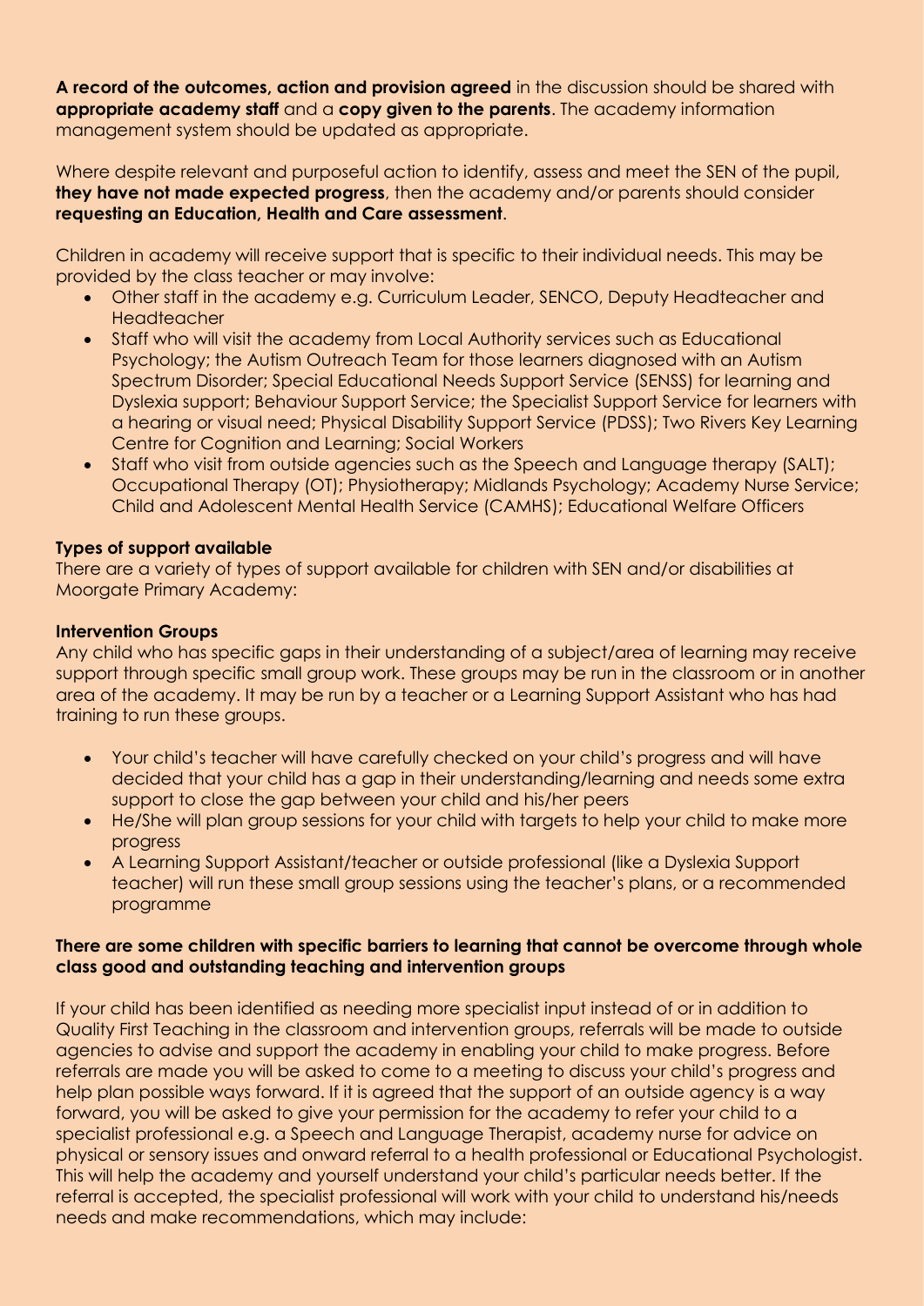**A record of the outcomes, action and provision agreed** in the discussion should be shared with **appropriate academy staff** and a **copy given to the parents**. The academy information management system should be updated as appropriate.

Where despite relevant and purposeful action to identify, assess and meet the SEN of the pupil, **they have not made expected progress**, then the academy and/or parents should consider **requesting an Education, Health and Care assessment**.

Children in academy will receive support that is specific to their individual needs. This may be provided by the class teacher or may involve:

- Other staff in the academy e.g. Curriculum Leader, SENCO, Deputy Headteacher and Headteacher
- Staff who will visit the academy from Local Authority services such as Educational Psychology; the Autism Outreach Team for those learners diagnosed with an Autism Spectrum Disorder; Special Educational Needs Support Service (SENSS) for learning and Dyslexia support; Behaviour Support Service; the Specialist Support Service for learners with a hearing or visual need; Physical Disability Support Service (PDSS); Two Rivers Key Learning Centre for Cognition and Learning; Social Workers
- Staff who visit from outside agencies such as the Speech and Language therapy (SALT); Occupational Therapy (OT); Physiotherapy; Midlands Psychology; Academy Nurse Service; Child and Adolescent Mental Health Service (CAMHS); Educational Welfare Officers

**Types of support available**

There are a variety of types of support available for children with SEN and/or disabilities at Moorgate Primary Academy:

**Intervention Groups**

Any child who has specific gaps in their understanding of a subject/area of learning may receive support through specific small group work. These groups may be run in the classroom or in another area of the academy. It may be run by a teacher or a Learning Support Assistant who has had training to run these groups.

- Your child's teacher will have carefully checked on your child's progress and will have decided that your child has a gap in their understanding/learning and needs some extra support to close the gap between your child and his/her peers
- He/She will plan group sessions for your child with targets to help your child to make more progress
- A Learning Support Assistant/teacher or outside professional (like a Dyslexia Support teacher) will run these small group sessions using the teacher's plans, or a recommended programme

**There are some children with specific barriers to learning that cannot be overcome through whole class good and outstanding teaching and intervention groups**

If your child has been identified as needing more specialist input instead of or in addition to Quality First Teaching in the classroom and intervention groups, referrals will be made to outside agencies to advise and support the academy in enabling your child to make progress. Before referrals are made you will be asked to come to a meeting to discuss your child's progress and help plan possible ways forward. If it is agreed that the support of an outside agency is a way forward, you will be asked to give your permission for the academy to refer your child to a specialist professional e.g. a Speech and Language Therapist, academy nurse for advice on physical or sensory issues and onward referral to a health professional or Educational Psychologist. This will help the academy and yourself understand your child's particular needs better. If the referral is accepted, the specialist professional will work with your child to understand his/needs needs and make recommendations, which may include: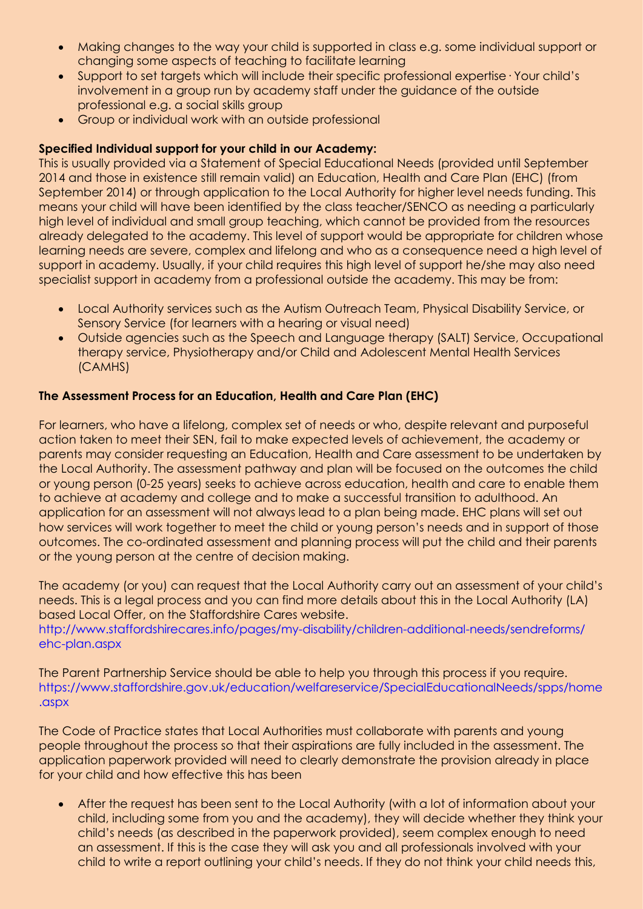- Making changes to the way your child is supported in class e.g. some individual support or changing some aspects of teaching to facilitate learning
- Support to set targets which will include their specific professional expertise · Your child's involvement in a group run by academy staff under the guidance of the outside professional e.g. a social skills group
- Group or individual work with an outside professional

**Specified Individual support for your child in our Academy:**

This is usually provided via a Statement of Special Educational Needs (provided until September 2014 and those in existence still remain valid) an Education, Health and Care Plan (EHC) (from September 2014) or through application to the Local Authority for higher level needs funding. This means your child will have been identified by the class teacher/SENCO as needing a particularly high level of individual and small group teaching, which cannot be provided from the resources already delegated to the academy. This level of support would be appropriate for children whose learning needs are severe, complex and lifelong and who as a consequence need a high level of support in academy. Usually, if your child requires this high level of support he/she may also need specialist support in academy from a professional outside the academy. This may be from:

- Local Authority services such as the Autism Outreach Team, Physical Disability Service, or Sensory Service (for learners with a hearing or visual need)
- Outside agencies such as the Speech and Language therapy (SALT) Service, Occupational therapy service, Physiotherapy and/or Child and Adolescent Mental Health Services (CAMHS)

**The Assessment Process for an Education, Health and Care Plan (EHC)**

For learners, who have a lifelong, complex set of needs or who, despite relevant and purposeful action taken to meet their SEN, fail to make expected levels of achievement, the academy or parents may consider requesting an Education, Health and Care assessment to be undertaken by the Local Authority. The assessment pathway and plan will be focused on the outcomes the child or young person (0-25 years) seeks to achieve across education, health and care to enable them to achieve at academy and college and to make a successful transition to adulthood. An application for an assessment will not always lead to a plan being made. EHC plans will set out how services will work together to meet the child or young person's needs and in support of those outcomes. The co-ordinated assessment and planning process will put the child and their parents or the young person at the centre of decision making.

The academy (or you) can request that the Local Authority carry out an assessment of your child's needs. This is a legal process and you can find more details about this in the Local Authority (LA) based Local Offer, on the Staffordshire Cares website.
http://www.staffordshirecares.info/pages/my-disability/children-additional-needs/sendreforms/ehc-plan.aspx

The Parent Partnership Service should be able to help you through this process if you require.
https://www.staffordshire.gov.uk/education/welfareservice/SpecialEducationalNeeds/spps/home.aspx

The Code of Practice states that Local Authorities must collaborate with parents and young people throughout the process so that their aspirations are fully included in the assessment. The application paperwork provided will need to clearly demonstrate the provision already in place for your child and how effective this has been

- After the request has been sent to the Local Authority (with a lot of information about your child, including some from you and the academy), they will decide whether they think your child's needs (as described in the paperwork provided), seem complex enough to need an assessment. If this is the case they will ask you and all professionals involved with your child to write a report outlining your child's needs. If they do not think your child needs this,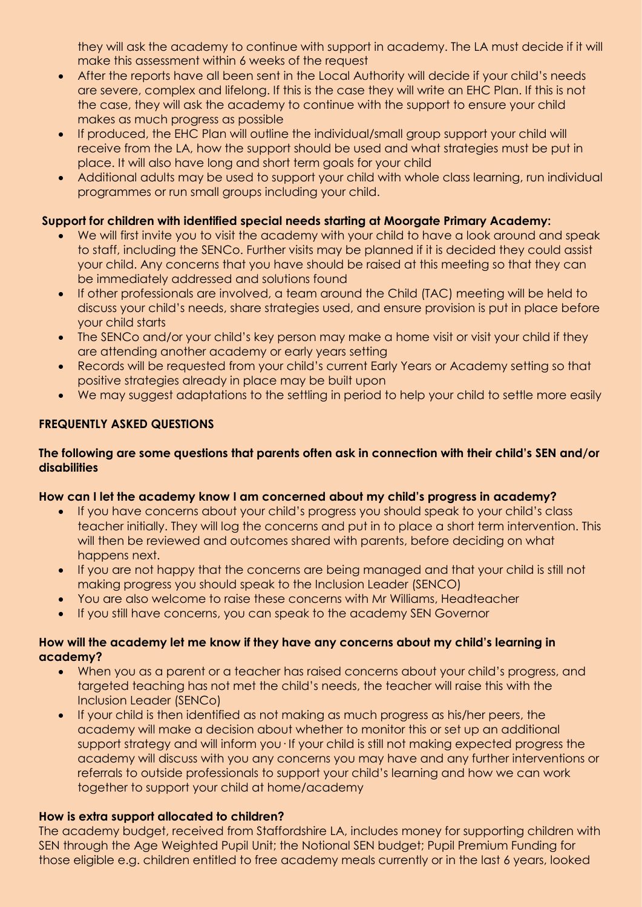they will ask the academy to continue with support in academy. The LA must decide if it will make this assessment within 6 weeks of the request

- After the reports have all been sent in the Local Authority will decide if your child's needs are severe, complex and lifelong. If this is the case they will write an EHC Plan. If this is not the case, they will ask the academy to continue with the support to ensure your child makes as much progress as possible
- If produced, the EHC Plan will outline the individual/small group support your child will receive from the LA, how the support should be used and what strategies must be put in place. It will also have long and short term goals for your child
- Additional adults may be used to support your child with whole class learning, run individual programmes or run small groups including your child.

**Support for children with identified special needs starting at Moorgate Primary Academy:**

- We will first invite you to visit the academy with your child to have a look around and speak to staff, including the SENCo. Further visits may be planned if it is decided they could assist your child. Any concerns that you have should be raised at this meeting so that they can be immediately addressed and solutions found
- If other professionals are involved, a team around the Child (TAC) meeting will be held to discuss your child's needs, share strategies used, and ensure provision is put in place before your child starts
- The SENCo and/or your child's key person may make a home visit or visit your child if they are attending another academy or early years setting
- Records will be requested from your child's current Early Years or Academy setting so that positive strategies already in place may be built upon
- We may suggest adaptations to the settling in period to help your child to settle more easily

## FREQUENTLY ASKED QUESTIONS

**The following are some questions that parents often ask in connection with their child's SEN and/or disabilities**

**How can I let the academy know I am concerned about my child's progress in academy?**

- If you have concerns about your child's progress you should speak to your child's class teacher initially. They will log the concerns and put in to place a short term intervention. This will then be reviewed and outcomes shared with parents, before deciding on what happens next.
- If you are not happy that the concerns are being managed and that your child is still not making progress you should speak to the Inclusion Leader (SENCO)
- You are also welcome to raise these concerns with Mr Williams, Headteacher
- If you still have concerns, you can speak to the academy SEN Governor

**How will the academy let me know if they have any concerns about my child's learning in academy?**

- When you as a parent or a teacher has raised concerns about your child's progress, and targeted teaching has not met the child's needs, the teacher will raise this with the Inclusion Leader (SENCo)
- If your child is then identified as not making as much progress as his/her peers, the academy will make a decision about whether to monitor this or set up an additional support strategy and will inform you · If your child is still not making expected progress the academy will discuss with you any concerns you may have and any further interventions or referrals to outside professionals to support your child's learning and how we can work together to support your child at home/academy

**How is extra support allocated to children?**

The academy budget, received from Staffordshire LA, includes money for supporting children with SEN through the Age Weighted Pupil Unit; the Notional SEN budget; Pupil Premium Funding for those eligible e.g. children entitled to free academy meals currently or in the last 6 years, looked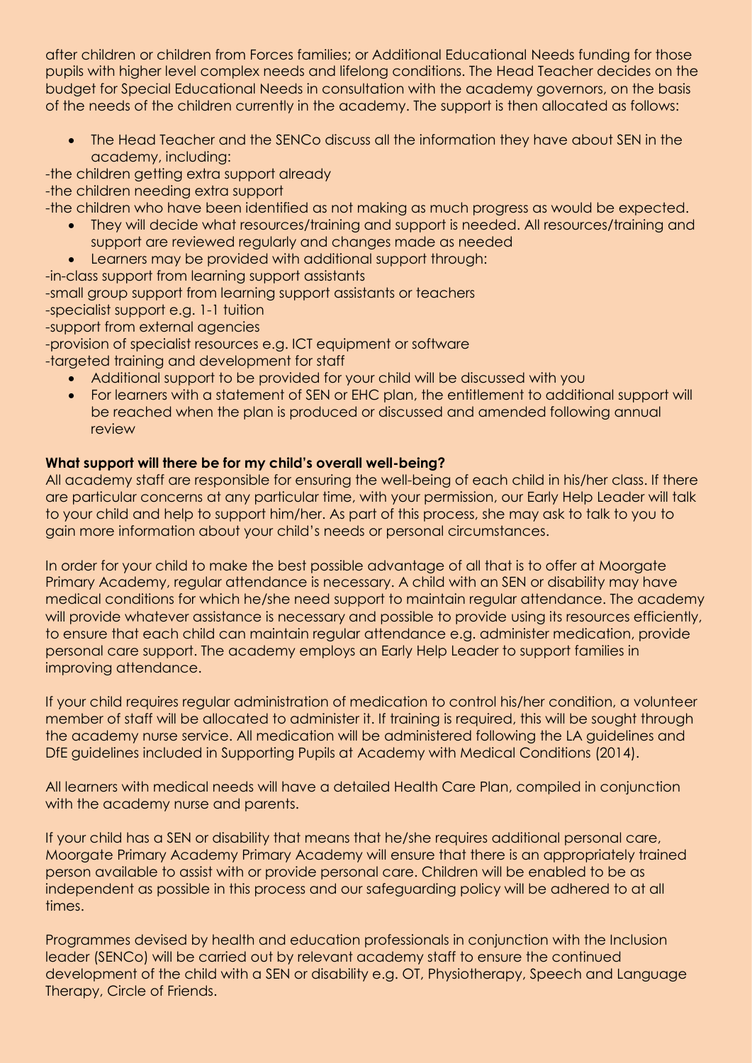after children or children from Forces families; or Additional Educational Needs funding for those pupils with higher level complex needs and lifelong conditions. The Head Teacher decides on the budget for Special Educational Needs in consultation with the academy governors, on the basis of the needs of the children currently in the academy. The support is then allocated as follows:

- The Head Teacher and the SENCo discuss all the information they have about SEN in the academy, including:

-the children getting extra support already
-the children needing extra support
-the children who have been identified as not making as much progress as would be expected.

- They will decide what resources/training and support is needed. All resources/training and support are reviewed regularly and changes made as needed
- Learners may be provided with additional support through:

-in-class support from learning support assistants
-small group support from learning support assistants or teachers
-specialist support e.g. 1-1 tuition
-support from external agencies
-provision of specialist resources e.g. ICT equipment or software
-targeted training and development for staff

- Additional support to be provided for your child will be discussed with you
- For learners with a statement of SEN or EHC plan, the entitlement to additional support will be reached when the plan is produced or discussed and amended following annual review

**What support will there be for my child's overall well-being?**

All academy staff are responsible for ensuring the well-being of each child in his/her class. If there are particular concerns at any particular time, with your permission, our Early Help Leader will talk to your child and help to support him/her. As part of this process, she may ask to talk to you to gain more information about your child's needs or personal circumstances.

In order for your child to make the best possible advantage of all that is to offer at Moorgate Primary Academy, regular attendance is necessary. A child with an SEN or disability may have medical conditions for which he/she need support to maintain regular attendance. The academy will provide whatever assistance is necessary and possible to provide using its resources efficiently, to ensure that each child can maintain regular attendance e.g. administer medication, provide personal care support. The academy employs an Early Help Leader to support families in improving attendance.

If your child requires regular administration of medication to control his/her condition, a volunteer member of staff will be allocated to administer it. If training is required, this will be sought through the academy nurse service. All medication will be administered following the LA guidelines and DfE guidelines included in Supporting Pupils at Academy with Medical Conditions (2014).

All learners with medical needs will have a detailed Health Care Plan, compiled in conjunction with the academy nurse and parents.

If your child has a SEN or disability that means that he/she requires additional personal care, Moorgate Primary Academy Primary Academy will ensure that there is an appropriately trained person available to assist with or provide personal care. Children will be enabled to be as independent as possible in this process and our safeguarding policy will be adhered to at all times.

Programmes devised by health and education professionals in conjunction with the Inclusion leader (SENCo) will be carried out by relevant academy staff to ensure the continued development of the child with a SEN or disability e.g. OT, Physiotherapy, Speech and Language Therapy, Circle of Friends.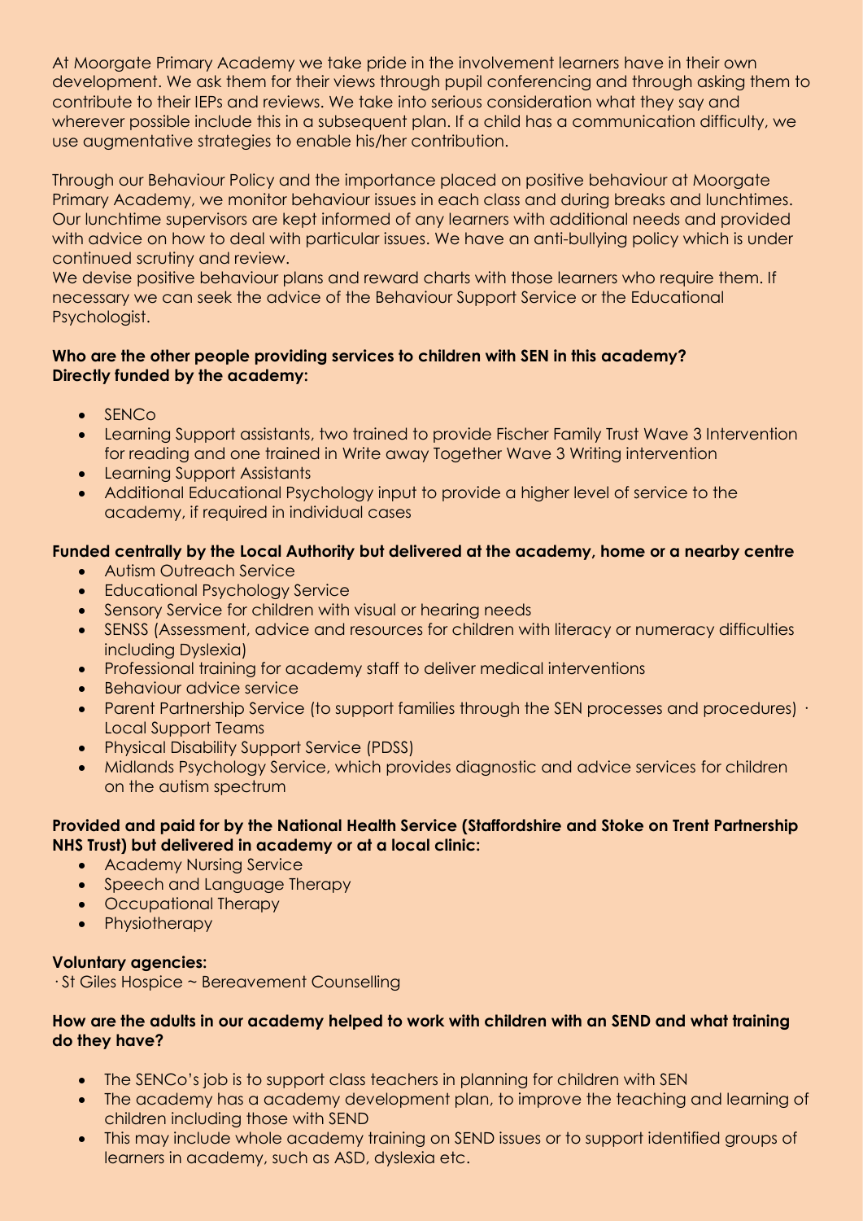At Moorgate Primary Academy we take pride in the involvement learners have in their own development. We ask them for their views through pupil conferencing and through asking them to contribute to their IEPs and reviews. We take into serious consideration what they say and wherever possible include this in a subsequent plan. If a child has a communication difficulty, we use augmentative strategies to enable his/her contribution.

Through our Behaviour Policy and the importance placed on positive behaviour at Moorgate Primary Academy, we monitor behaviour issues in each class and during breaks and lunchtimes. Our lunchtime supervisors are kept informed of any learners with additional needs and provided with advice on how to deal with particular issues. We have an anti-bullying policy which is under continued scrutiny and review.
We devise positive behaviour plans and reward charts with those learners who require them. If necessary we can seek the advice of the Behaviour Support Service or the Educational Psychologist.

**Who are the other people providing services to children with SEN in this academy?**
**Directly funded by the academy:**

- SENCo
- Learning Support assistants, two trained to provide Fischer Family Trust Wave 3 Intervention for reading and one trained in Write away Together Wave 3 Writing intervention
- Learning Support Assistants
- Additional Educational Psychology input to provide a higher level of service to the academy, if required in individual cases

**Funded centrally by the Local Authority but delivered at the academy, home or a nearby centre**

- Autism Outreach Service
- Educational Psychology Service
- Sensory Service for children with visual or hearing needs
- SENSS (Assessment, advice and resources for children with literacy or numeracy difficulties including Dyslexia)
- Professional training for academy staff to deliver medical interventions
- Behaviour advice service
- Parent Partnership Service (to support families through the SEN processes and procedures) · Local Support Teams
- Physical Disability Support Service (PDSS)
- Midlands Psychology Service, which provides diagnostic and advice services for children on the autism spectrum

**Provided and paid for by the National Health Service (Staffordshire and Stoke on Trent Partnership NHS Trust) but delivered in academy or at a local clinic:**

- Academy Nursing Service
- Speech and Language Therapy
- Occupational Therapy
- Physiotherapy

**Voluntary agencies:**

· St Giles Hospice ~ Bereavement Counselling

**How are the adults in our academy helped to work with children with an SEND and what training do they have?**

- The SENCo's job is to support class teachers in planning for children with SEN
- The academy has a academy development plan, to improve the teaching and learning of children including those with SEND
- This may include whole academy training on SEND issues or to support identified groups of learners in academy, such as ASD, dyslexia etc.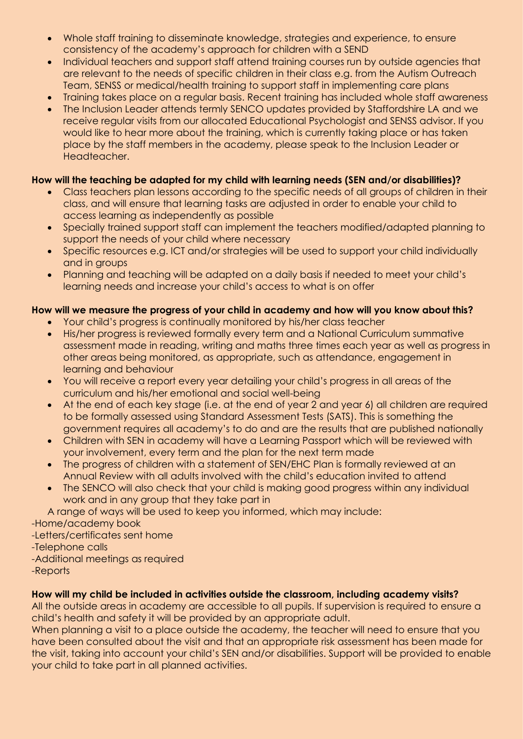- Whole staff training to disseminate knowledge, strategies and experience, to ensure consistency of the academy's approach for children with a SEND
- Individual teachers and support staff attend training courses run by outside agencies that are relevant to the needs of specific children in their class e.g. from the Autism Outreach Team, SENSS or medical/health training to support staff in implementing care plans
- Training takes place on a regular basis. Recent training has included whole staff awareness
- The Inclusion Leader attends termly SENCO updates provided by Staffordshire LA and we receive regular visits from our allocated Educational Psychologist and SENSS advisor. If you would like to hear more about the training, which is currently taking place or has taken place by the staff members in the academy, please speak to the Inclusion Leader or Headteacher.

**How will the teaching be adapted for my child with learning needs (SEN and/or disabilities)?**

- Class teachers plan lessons according to the specific needs of all groups of children in their class, and will ensure that learning tasks are adjusted in order to enable your child to access learning as independently as possible
- Specially trained support staff can implement the teachers modified/adapted planning to support the needs of your child where necessary
- Specific resources e.g. ICT and/or strategies will be used to support your child individually and in groups
- Planning and teaching will be adapted on a daily basis if needed to meet your child's learning needs and increase your child's access to what is on offer

**How will we measure the progress of your child in academy and how will you know about this?**

- Your child's progress is continually monitored by his/her class teacher
- His/her progress is reviewed formally every term and a National Curriculum summative assessment made in reading, writing and maths three times each year as well as progress in other areas being monitored, as appropriate, such as attendance, engagement in learning and behaviour
- You will receive a report every year detailing your child's progress in all areas of the curriculum and his/her emotional and social well-being
- At the end of each key stage (i.e. at the end of year 2 and year 6) all children are required to be formally assessed using Standard Assessment Tests (SATS). This is something the government requires all academy's to do and are the results that are published nationally
- Children with SEN in academy will have a Learning Passport which will be reviewed with your involvement, every term and the plan for the next term made
- The progress of children with a statement of SEN/EHC Plan is formally reviewed at an Annual Review with all adults involved with the child's education invited to attend
- The SENCO will also check that your child is making good progress within any individual work and in any group that they take part in

A range of ways will be used to keep you informed, which may include:

-Home/academy book
-Letters/certificates sent home
-Telephone calls
-Additional meetings as required
-Reports

**How will my child be included in activities outside the classroom, including academy visits?**

All the outside areas in academy are accessible to all pupils. If supervision is required to ensure a child's health and safety it will be provided by an appropriate adult.

When planning a visit to a place outside the academy, the teacher will need to ensure that you have been consulted about the visit and that an appropriate risk assessment has been made for the visit, taking into account your child's SEN and/or disabilities. Support will be provided to enable your child to take part in all planned activities.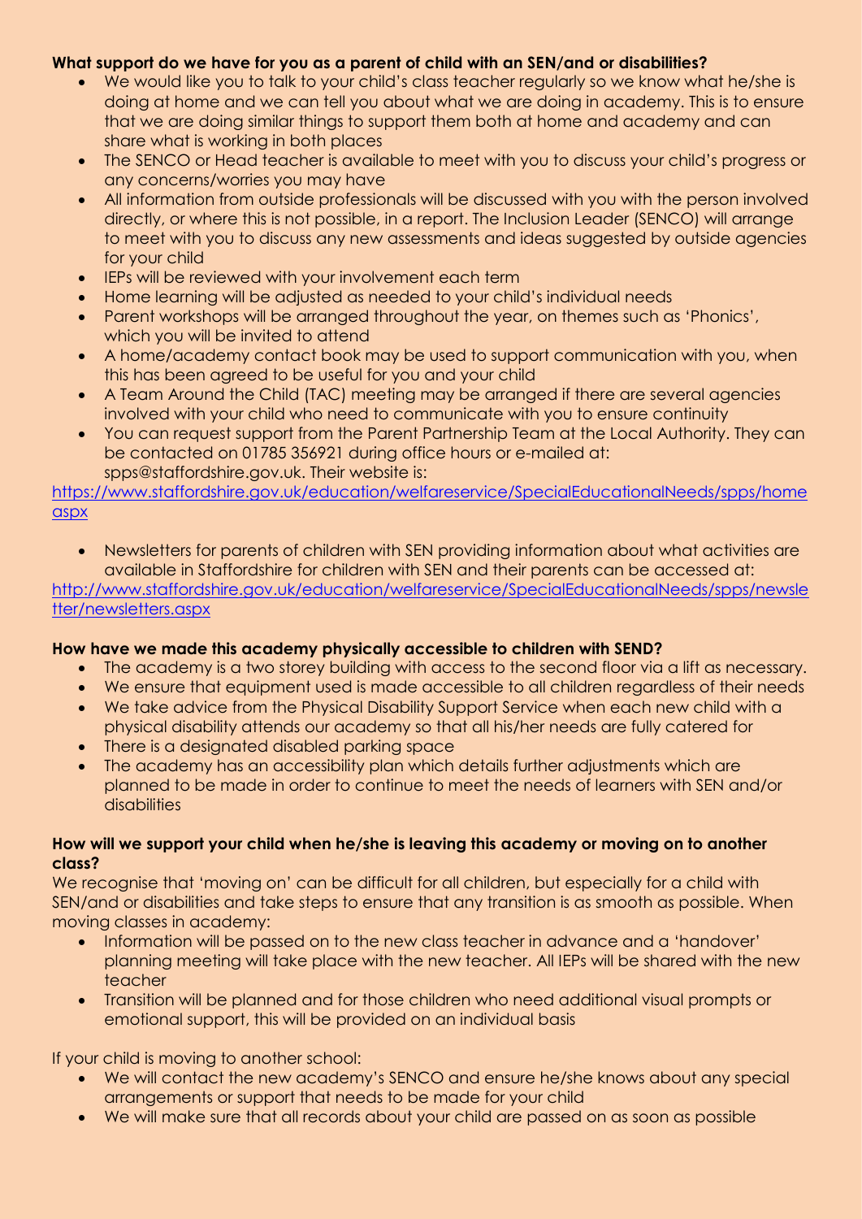**What support do we have for you as a parent of child with an SEN/and or disabilities?**

- We would like you to talk to your child's class teacher regularly so we know what he/she is doing at home and we can tell you about what we are doing in academy. This is to ensure that we are doing similar things to support them both at home and academy and can share what is working in both places
- The SENCO or Head teacher is available to meet with you to discuss your child's progress or any concerns/worries you may have
- All information from outside professionals will be discussed with you with the person involved directly, or where this is not possible, in a report. The Inclusion Leader (SENCO) will arrange to meet with you to discuss any new assessments and ideas suggested by outside agencies for your child
- IEPs will be reviewed with your involvement each term
- Home learning will be adjusted as needed to your child's individual needs
- Parent workshops will be arranged throughout the year, on themes such as 'Phonics', which you will be invited to attend
- A home/academy contact book may be used to support communication with you, when this has been agreed to be useful for you and your child
- A Team Around the Child (TAC) meeting may be arranged if there are several agencies involved with your child who need to communicate with you to ensure continuity
- You can request support from the Parent Partnership Team at the Local Authority. They can be contacted on 01785 356921 during office hours or e-mailed at: spps@staffordshire.gov.uk. Their website is:

https://www.staffordshire.gov.uk/education/welfareservice/SpecialEducationalNeeds/spps/home aspx

- Newsletters for parents of children with SEN providing information about what activities are available in Staffordshire for children with SEN and their parents can be accessed at:

http://www.staffordshire.gov.uk/education/welfareservice/SpecialEducationalNeeds/spps/newsletter/newsletters.aspx

**How have we made this academy physically accessible to children with SEND?**

- The academy is a two storey building with access to the second floor via a lift as necessary.
- We ensure that equipment used is made accessible to all children regardless of their needs
- We take advice from the Physical Disability Support Service when each new child with a physical disability attends our academy so that all his/her needs are fully catered for
- There is a designated disabled parking space
- The academy has an accessibility plan which details further adjustments which are planned to be made in order to continue to meet the needs of learners with SEN and/or disabilities

**How will we support your child when he/she is leaving this academy or moving on to another class?**

We recognise that 'moving on' can be difficult for all children, but especially for a child with SEN/and or disabilities and take steps to ensure that any transition is as smooth as possible. When moving classes in academy:

- Information will be passed on to the new class teacher in advance and a 'handover' planning meeting will take place with the new teacher. All IEPs will be shared with the new teacher
- Transition will be planned and for those children who need additional visual prompts or emotional support, this will be provided on an individual basis

If your child is moving to another school:

- We will contact the new academy's SENCO and ensure he/she knows about any special arrangements or support that needs to be made for your child
- We will make sure that all records about your child are passed on as soon as possible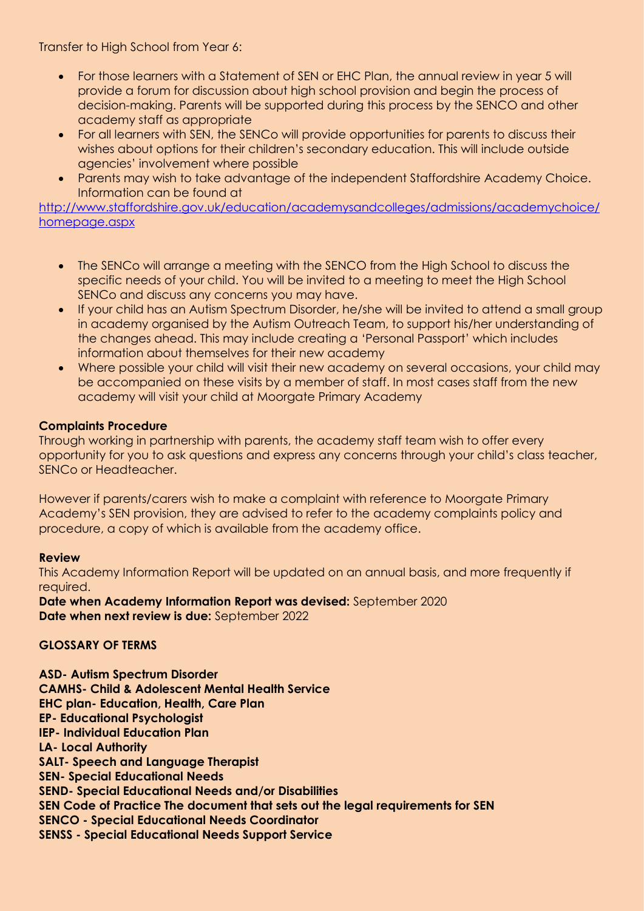Transfer to High School from Year 6:

- For those learners with a Statement of SEN or EHC Plan, the annual review in year 5 will provide a forum for discussion about high school provision and begin the process of decision-making. Parents will be supported during this process by the SENCO and other academy staff as appropriate
- For all learners with SEN, the SENCo will provide opportunities for parents to discuss their wishes about options for their children's secondary education. This will include outside agencies' involvement where possible
- Parents may wish to take advantage of the independent Staffordshire Academy Choice. Information can be found at

http://www.staffordshire.gov.uk/education/academysandcolleges/admissions/academychoice/homepage.aspx

- The SENCo will arrange a meeting with the SENCO from the High School to discuss the specific needs of your child. You will be invited to a meeting to meet the High School SENCo and discuss any concerns you may have.
- If your child has an Autism Spectrum Disorder, he/she will be invited to attend a small group in academy organised by the Autism Outreach Team, to support his/her understanding of the changes ahead. This may include creating a 'Personal Passport' which includes information about themselves for their new academy
- Where possible your child will visit their new academy on several occasions, your child may be accompanied on these visits by a member of staff. In most cases staff from the new academy will visit your child at Moorgate Primary Academy

**Complaints Procedure**

Through working in partnership with parents, the academy staff team wish to offer every opportunity for you to ask questions and express any concerns through your child's class teacher, SENCo or Headteacher.

However if parents/carers wish to make a complaint with reference to Moorgate Primary Academy's SEN provision, they are advised to refer to the academy complaints policy and procedure, a copy of which is available from the academy office.

**Review**

This Academy Information Report will be updated on an annual basis, and more frequently if required.

**Date when Academy Information Report was devised:** September 2020

**Date when next review is due:** September 2022

**GLOSSARY OF TERMS**

**ASD- Autism Spectrum Disorder**
**CAMHS- Child & Adolescent Mental Health Service**
**EHC plan- Education, Health, Care Plan**
**EP- Educational Psychologist**
**IEP- Individual Education Plan**
**LA- Local Authority**
**SALT- Speech and Language Therapist**
**SEN- Special Educational Needs**
**SEND- Special Educational Needs and/or Disabilities**
**SEN Code of Practice The document that sets out the legal requirements for SEN**
**SENCO - Special Educational Needs Coordinator**
**SENSS - Special Educational Needs Support Service**